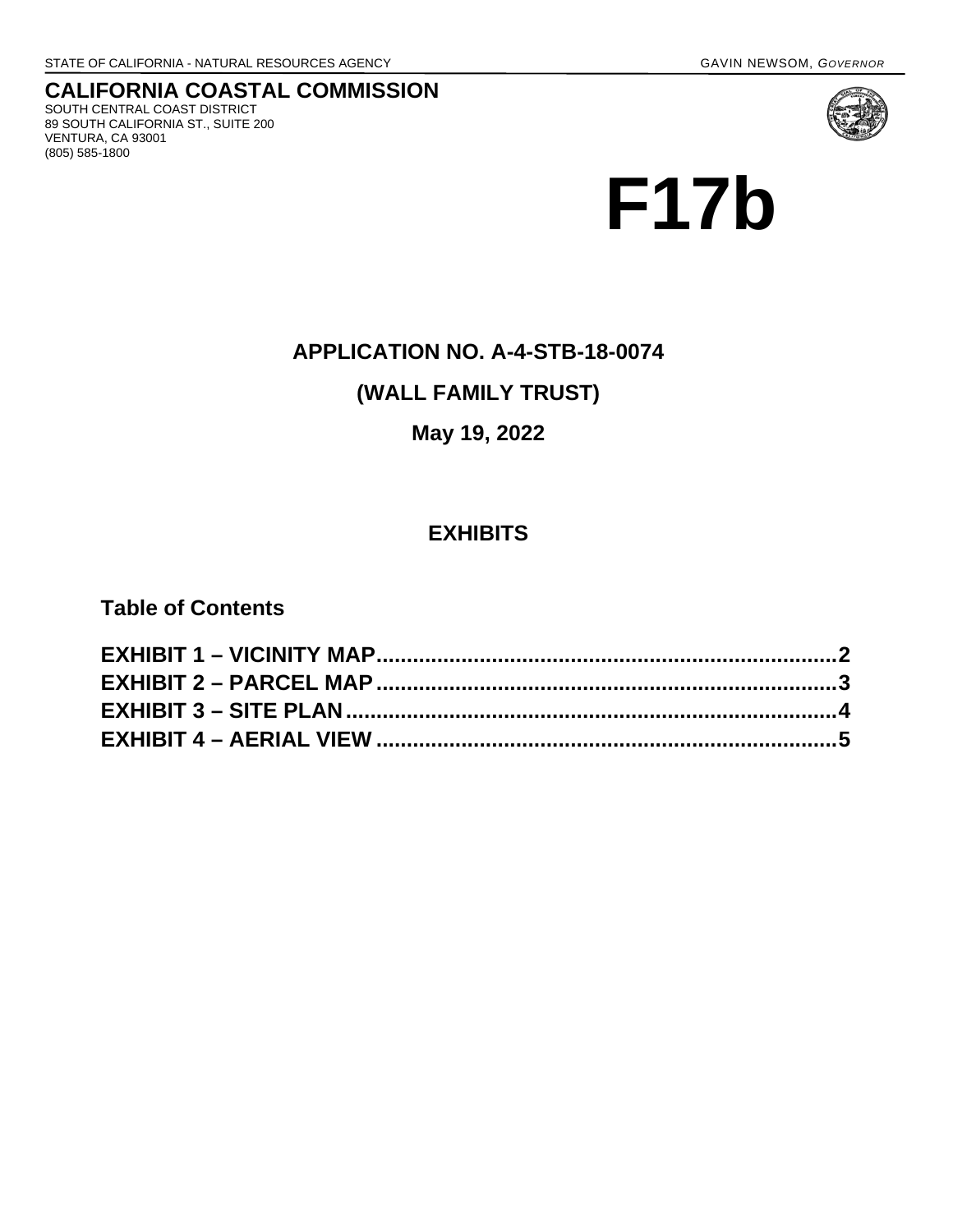STATE OF CALIFORNIA - NATURAL RESOURCES AGENCY GAVIN NEWSOM, *GOVERNOR*

**CALIFORNIA COASTAL COMMISSION**
SOUTH CENTRAL COAST DISTRICT
89 SOUTH CALIFORNIA ST., SUITE 200
VENTURA, CA 93001
(805) 585-1800

# F17b

## APPLICATION NO. A-4-STB-18-0074

## (WALL FAMILY TRUST)

## May 19, 2022

## EXHIBITS

### Table of Contents

**EXHIBIT 1 – VICINITY MAP.......................................................................2**
**EXHIBIT 2 – PARCEL MAP........................................................................3**
**EXHIBIT 3 – SITE PLAN.............................................................................4**
**EXHIBIT 4 – AERIAL VIEW........................................................................5**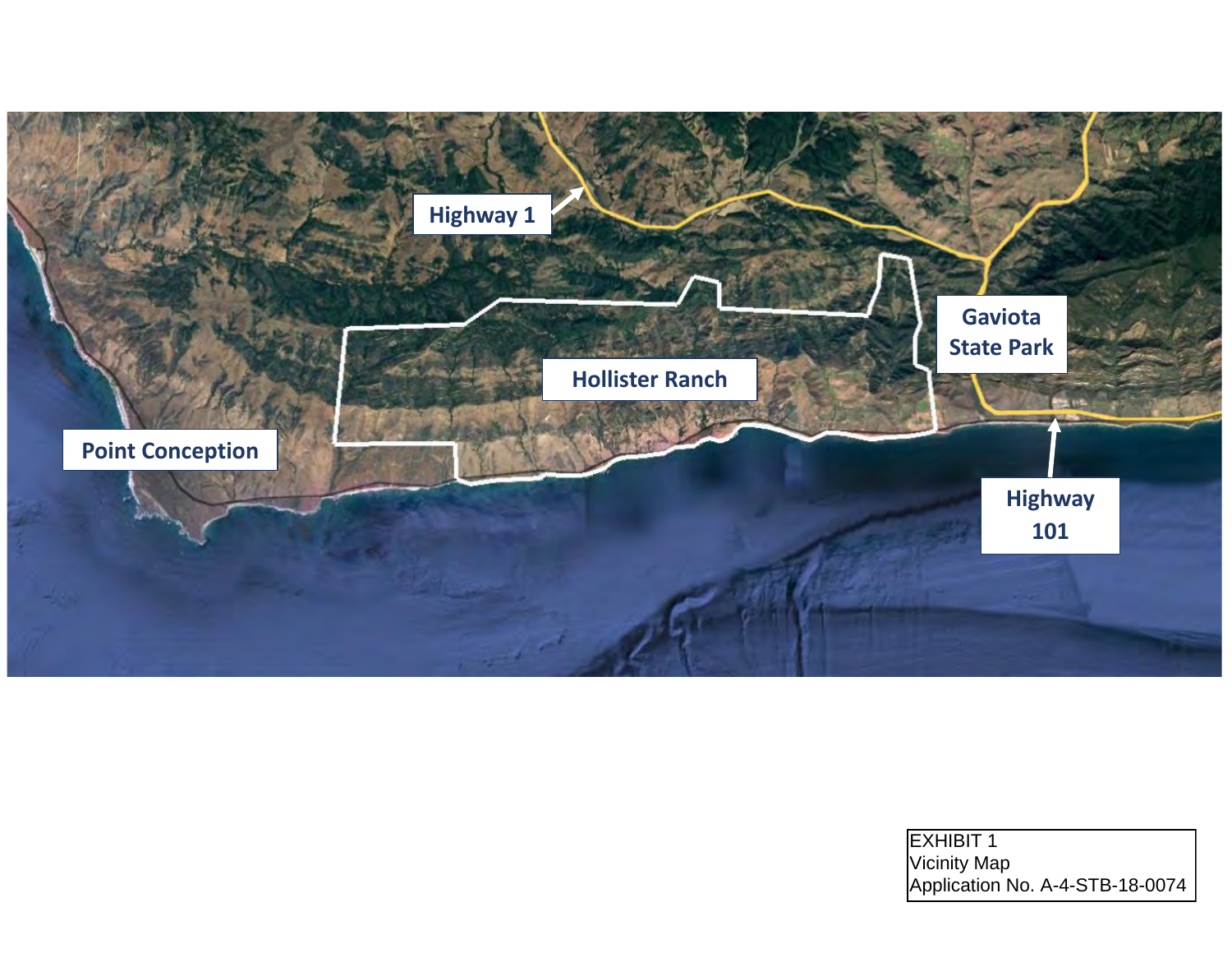Highway 1

Hollister Ranch

Gaviota State Park

Point Conception

Highway 101

EXHIBIT 1
Vicinity Map
Application No. A-4-STB-18-0074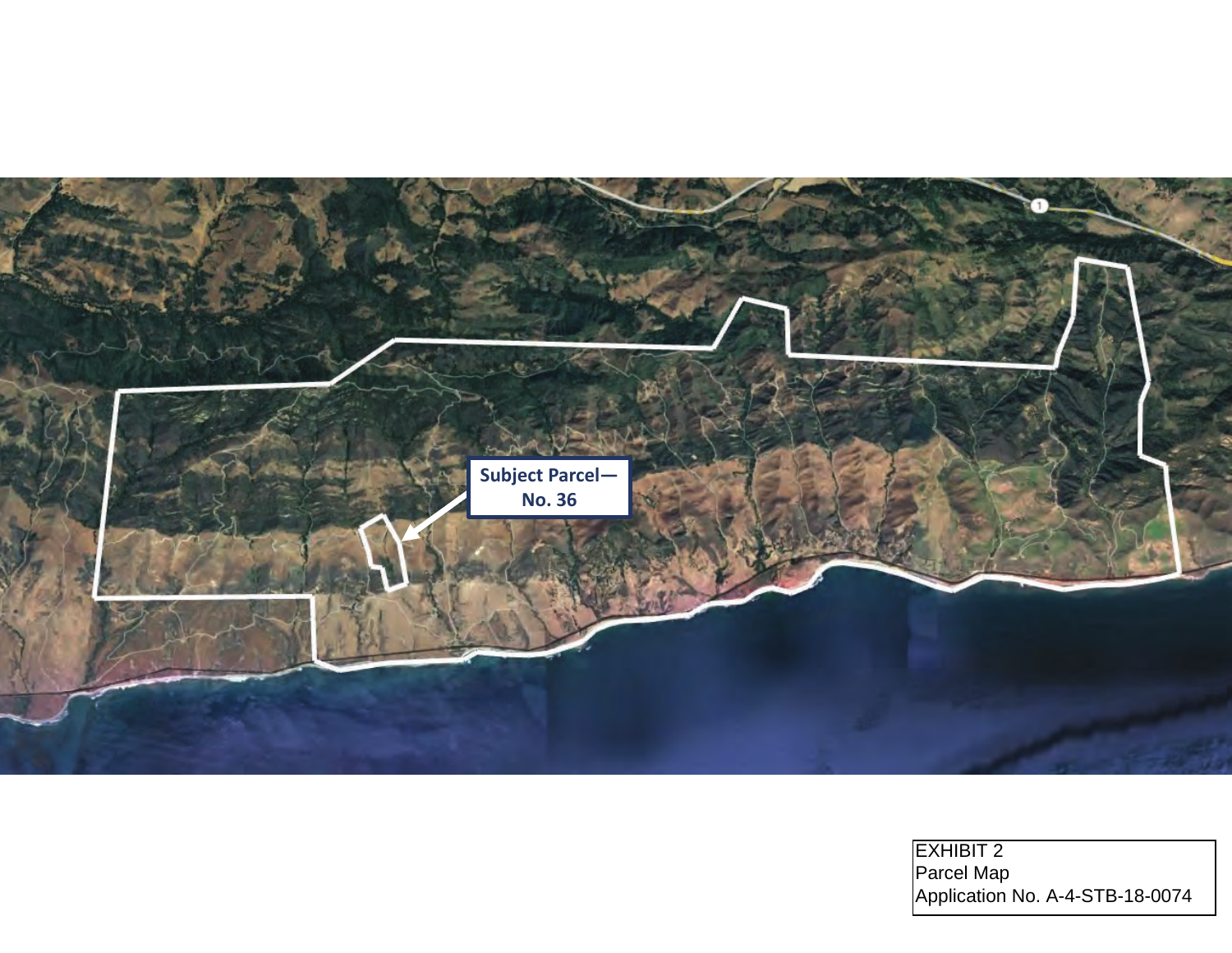Subject Parcel—
No. 36

EXHIBIT 2
Parcel Map
Application No. A-4-STB-18-0074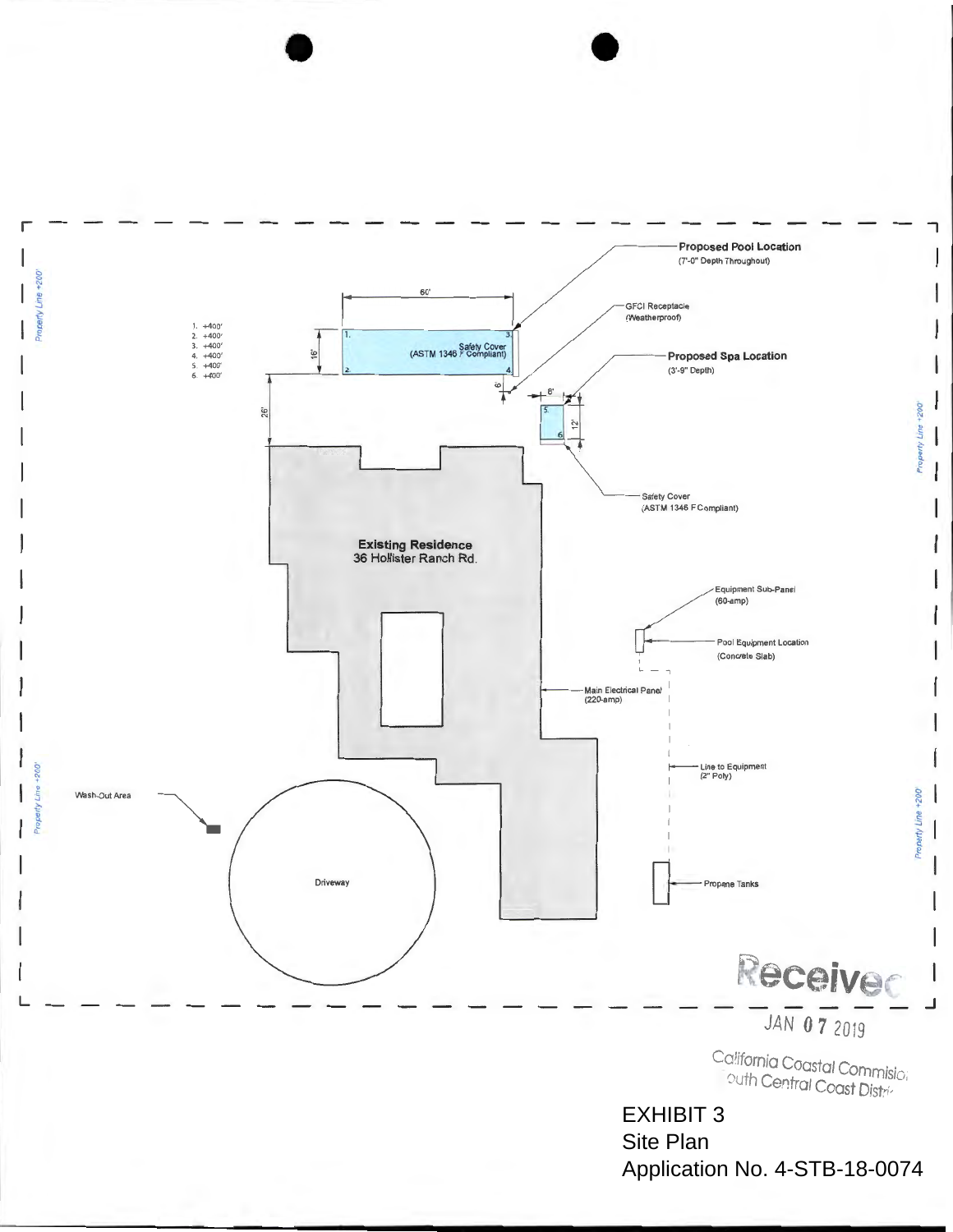Proposed Pool Location
(7'-0" Depth Throughout)

60'

16'

1. +400'
2. +400'
3. +400'
4. +400'
5. +400'
6. +400'

Safety Cover
(ASTM 1346 F Compliant)

GFCI Receptacle
(Weatherproof)

Proposed Spa Location
(3'-9" Depth)

6'

6'

12'

26'

Safety Cover
(ASTM 1346 F Compliant)

Property Line +200'

Existing Residence
36 Hollister Ranch Rd.

Equipment Sub-Panel
(60-amp)

Pool Equipment Location
(Concrete Slab)

Main Electrical Panel
(220-amp)

Line to Equipment
(2" Poly)

Wash-Out Area

Driveway

Propane Tanks

Received
JAN 07 2019
California Coastal Commission
South Central Coast District

EXHIBIT 3
Site Plan
Application No. 4-STB-18-0074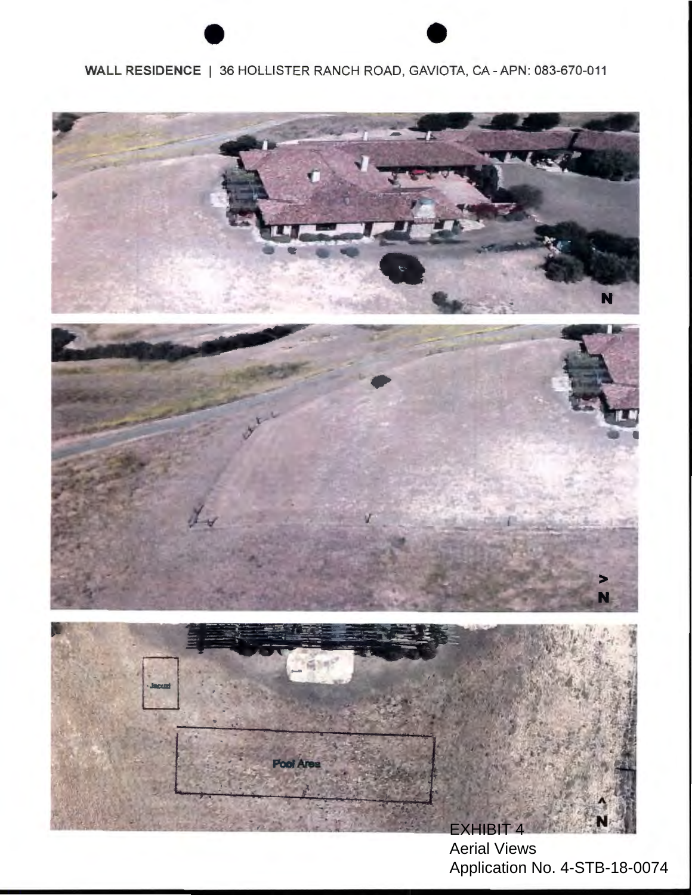WALL RESIDENCE | 36 HOLLISTER RANCH ROAD, GAVIOTA, CA - APN: 083-670-011

N

N

Jacuzi

Pool Area

N

EXHIBIT 4
Aerial Views
Application No. 4-STB-18-0074